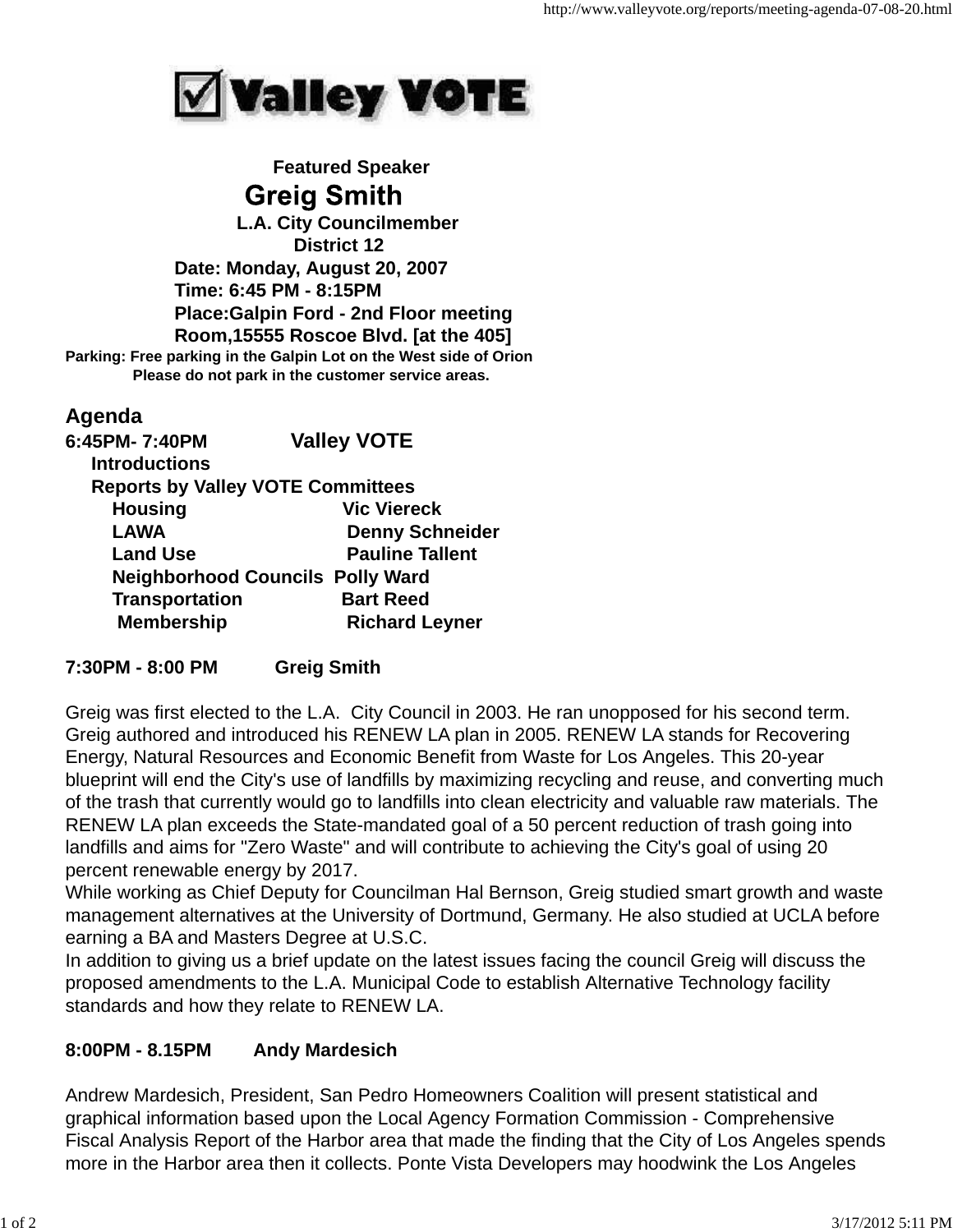**Valley VOTE**

**Featured Speaker**

# Greig Smith

**L.A. City Councilmember**
**District 12**

**Date: Monday, August 20, 2007**
**Time: 6:45 PM - 8:15PM**
**Place:Galpin Ford - 2nd Floor meeting Room,15555 Roscoe Blvd. [at the 405]**

**Parking: Free parking in the Galpin Lot on the West side of Orion**
**Please do not park in the customer service areas.**

## Agenda

**6:45PM- 7:40PM Valley VOTE**

**Introductions**

**Reports by Valley VOTE Committees**

| | |
|---|---|
| **Housing** | **Vic Viereck** |
| **LAWA** | **Denny Schneider** |
| **Land Use** | **Pauline Tallent** |
| **Neighborhood Councils** | **Polly Ward** |
| **Transportation** | **Bart Reed** |
| **Membership** | **Richard Leyner** |

**7:30PM - 8:00 PM Greig Smith**

Greig was first elected to the L.A. City Council in 2003. He ran unopposed for his second term. Greig authored and introduced his RENEW LA plan in 2005. RENEW LA stands for Recovering Energy, Natural Resources and Economic Benefit from Waste for Los Angeles. This 20-year blueprint will end the City's use of landfills by maximizing recycling and reuse, and converting much of the trash that currently would go to landfills into clean electricity and valuable raw materials. The RENEW LA plan exceeds the State-mandated goal of a 50 percent reduction of trash going into landfills and aims for "Zero Waste" and will contribute to achieving the City's goal of using 20 percent renewable energy by 2017.
While working as Chief Deputy for Councilman Hal Bernson, Greig studied smart growth and waste management alternatives at the University of Dortmund, Germany. He also studied at UCLA before earning a BA and Masters Degree at U.S.C.
In addition to giving us a brief update on the latest issues facing the council Greig will discuss the proposed amendments to the L.A. Municipal Code to establish Alternative Technology facility standards and how they relate to RENEW LA.

**8:00PM - 8.15PM Andy Mardesich**

Andrew Mardesich, President, San Pedro Homeowners Coalition will present statistical and graphical information based upon the Local Agency Formation Commission - Comprehensive Fiscal Analysis Report of the Harbor area that made the finding that the City of Los Angeles spends more in the Harbor area then it collects. Ponte Vista Developers may hoodwink the Los Angeles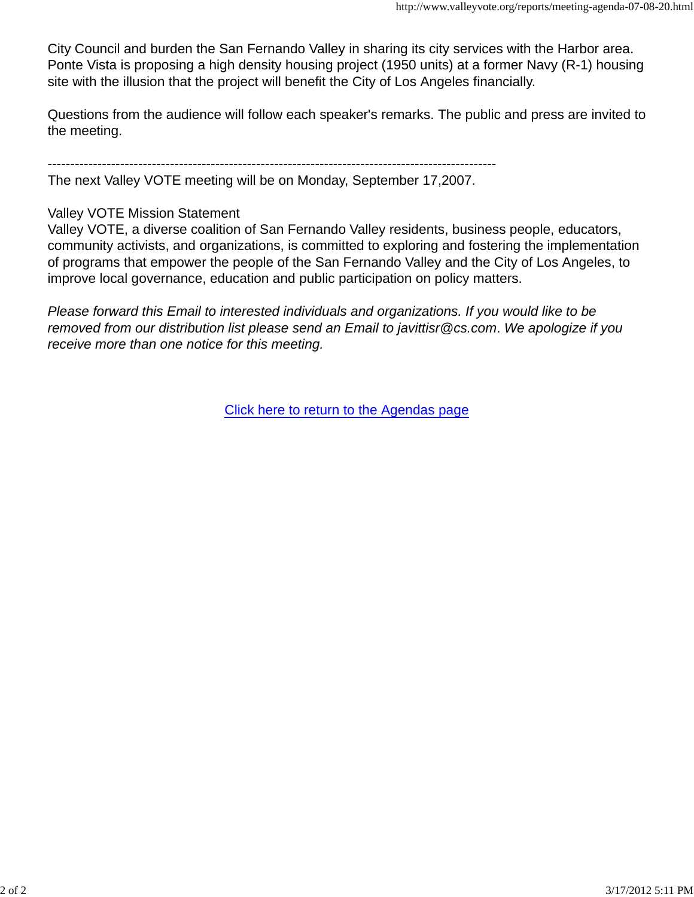City Council and burden the San Fernando Valley in sharing its city services with the Harbor area. Ponte Vista is proposing a high density housing project (1950 units) at a former Navy (R-1) housing site with the illusion that the project will benefit the City of Los Angeles financially.

Questions from the audience will follow each speaker's remarks. The public and press are invited to the meeting.

---

The next Valley VOTE meeting will be on Monday, September 17,2007.

Valley VOTE Mission Statement

Valley VOTE, a diverse coalition of San Fernando Valley residents, business people, educators, community activists, and organizations, is committed to exploring and fostering the implementation of programs that empower the people of the San Fernando Valley and the City of Los Angeles, to improve local governance, education and public participation on policy matters.

*Please forward this Email to interested individuals and organizations. If you would like to be removed from our distribution list please send an Email to javittisr@cs.com. We apologize if you receive more than one notice for this meeting.*

Click here to return to the Agendas page